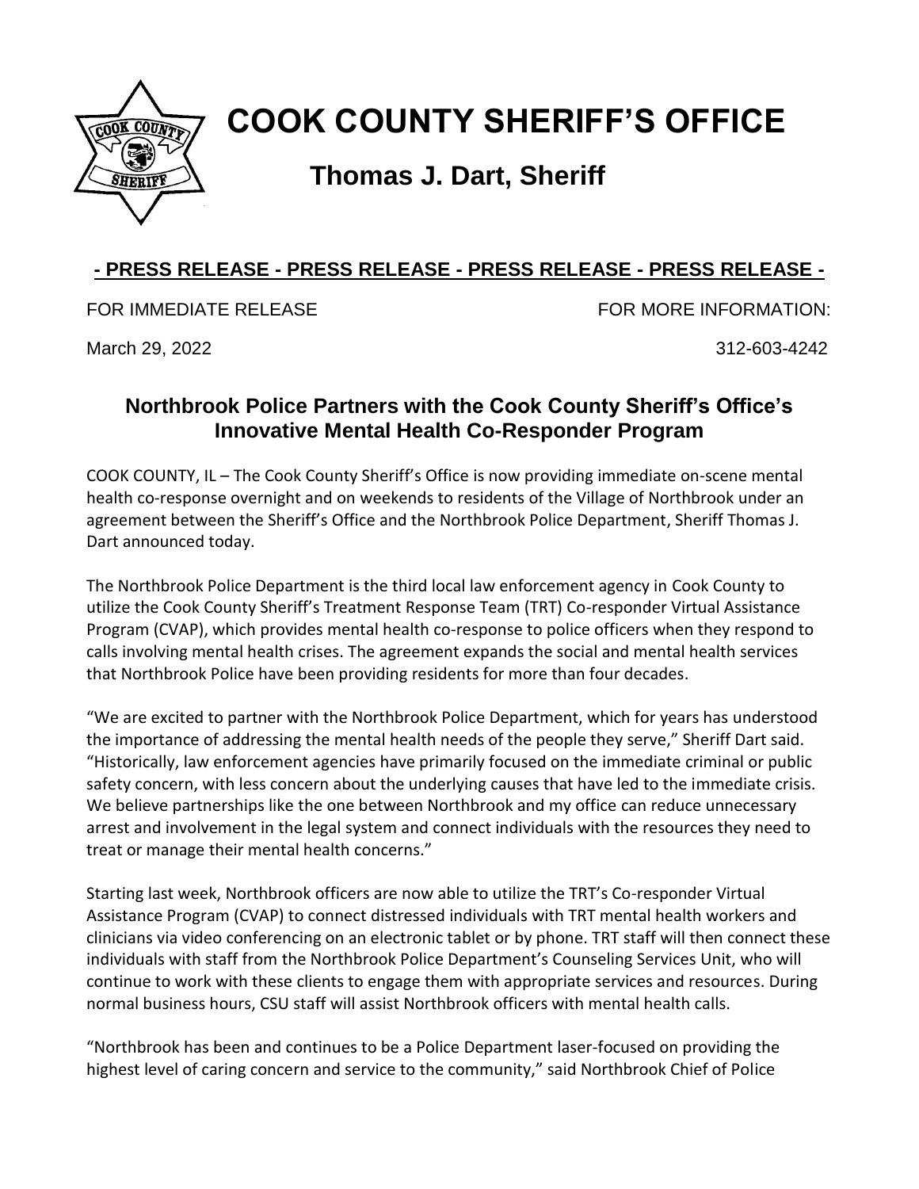# COOK COUNTY SHERIFF'S OFFICE

## Thomas J. Dart, Sheriff

**- PRESS RELEASE - PRESS RELEASE - PRESS RELEASE - PRESS RELEASE -**

FOR IMMEDIATE RELEASE

March 29, 2022

FOR MORE INFORMATION:

312-603-4242

### Northbrook Police Partners with the Cook County Sheriff's Office's Innovative Mental Health Co-Responder Program

COOK COUNTY, IL – The Cook County Sheriff's Office is now providing immediate on-scene mental health co-response overnight and on weekends to residents of the Village of Northbrook under an agreement between the Sheriff's Office and the Northbrook Police Department, Sheriff Thomas J. Dart announced today.

The Northbrook Police Department is the third local law enforcement agency in Cook County to utilize the Cook County Sheriff's Treatment Response Team (TRT) Co-responder Virtual Assistance Program (CVAP), which provides mental health co-response to police officers when they respond to calls involving mental health crises. The agreement expands the social and mental health services that Northbrook Police have been providing residents for more than four decades.

"We are excited to partner with the Northbrook Police Department, which for years has understood the importance of addressing the mental health needs of the people they serve," Sheriff Dart said. "Historically, law enforcement agencies have primarily focused on the immediate criminal or public safety concern, with less concern about the underlying causes that have led to the immediate crisis. We believe partnerships like the one between Northbrook and my office can reduce unnecessary arrest and involvement in the legal system and connect individuals with the resources they need to treat or manage their mental health concerns."

Starting last week, Northbrook officers are now able to utilize the TRT's Co-responder Virtual Assistance Program (CVAP) to connect distressed individuals with TRT mental health workers and clinicians via video conferencing on an electronic tablet or by phone. TRT staff will then connect these individuals with staff from the Northbrook Police Department's Counseling Services Unit, who will continue to work with these clients to engage them with appropriate services and resources. During normal business hours, CSU staff will assist Northbrook officers with mental health calls.

"Northbrook has been and continues to be a Police Department laser-focused on providing the highest level of caring concern and service to the community," said Northbrook Chief of Police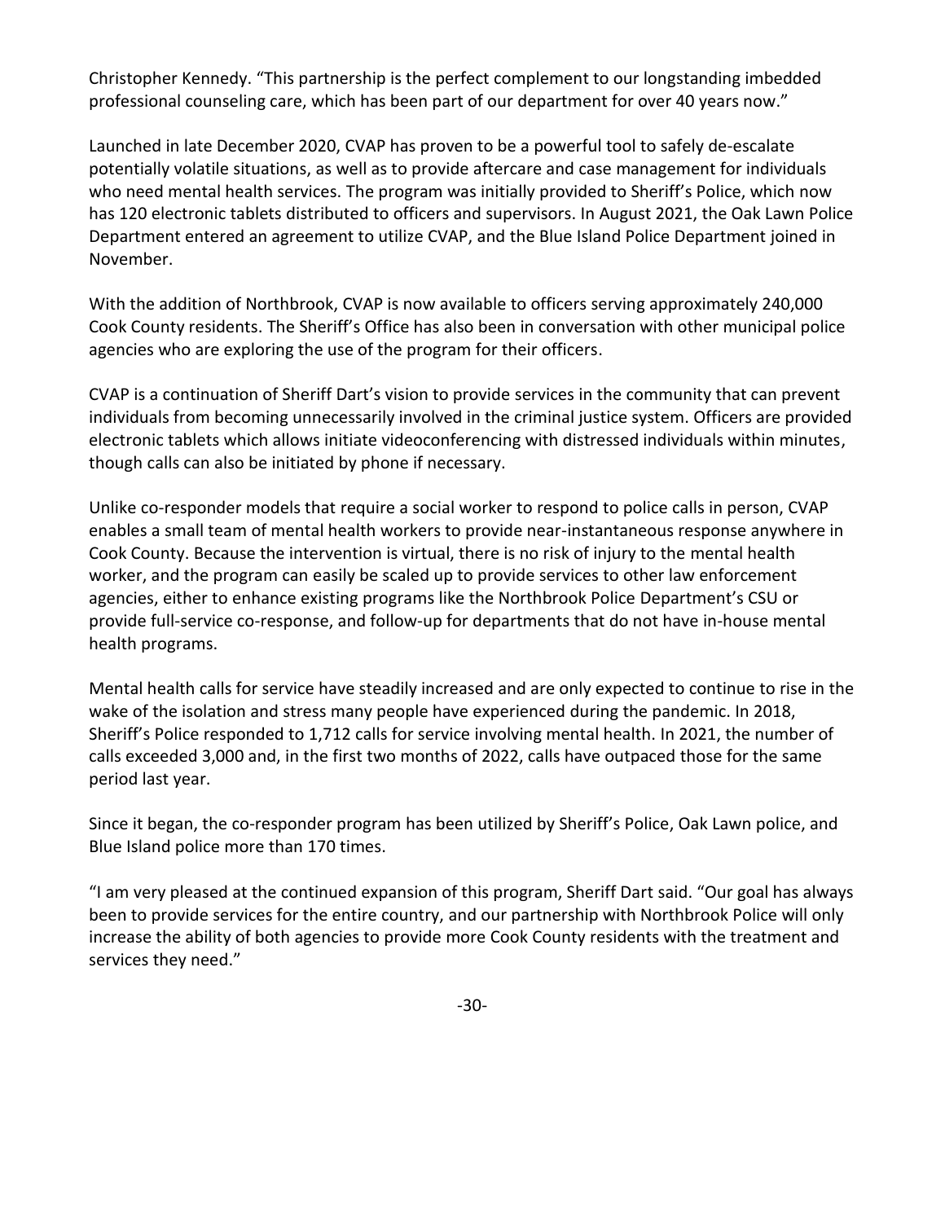Christopher Kennedy. "This partnership is the perfect complement to our longstanding imbedded professional counseling care, which has been part of our department for over 40 years now."

Launched in late December 2020, CVAP has proven to be a powerful tool to safely de-escalate potentially volatile situations, as well as to provide aftercare and case management for individuals who need mental health services. The program was initially provided to Sheriff's Police, which now has 120 electronic tablets distributed to officers and supervisors. In August 2021, the Oak Lawn Police Department entered an agreement to utilize CVAP, and the Blue Island Police Department joined in November.

With the addition of Northbrook, CVAP is now available to officers serving approximately 240,000 Cook County residents. The Sheriff's Office has also been in conversation with other municipal police agencies who are exploring the use of the program for their officers.

CVAP is a continuation of Sheriff Dart's vision to provide services in the community that can prevent individuals from becoming unnecessarily involved in the criminal justice system. Officers are provided electronic tablets which allows initiate videoconferencing with distressed individuals within minutes, though calls can also be initiated by phone if necessary.

Unlike co-responder models that require a social worker to respond to police calls in person, CVAP enables a small team of mental health workers to provide near-instantaneous response anywhere in Cook County. Because the intervention is virtual, there is no risk of injury to the mental health worker, and the program can easily be scaled up to provide services to other law enforcement agencies, either to enhance existing programs like the Northbrook Police Department's CSU or provide full-service co-response, and follow-up for departments that do not have in-house mental health programs.

Mental health calls for service have steadily increased and are only expected to continue to rise in the wake of the isolation and stress many people have experienced during the pandemic. In 2018, Sheriff's Police responded to 1,712 calls for service involving mental health. In 2021, the number of calls exceeded 3,000 and, in the first two months of 2022, calls have outpaced those for the same period last year.

Since it began, the co-responder program has been utilized by Sheriff's Police, Oak Lawn police, and Blue Island police more than 170 times.

"I am very pleased at the continued expansion of this program, Sheriff Dart said. "Our goal has always been to provide services for the entire country, and our partnership with Northbrook Police will only increase the ability of both agencies to provide more Cook County residents with the treatment and services they need."

-30-